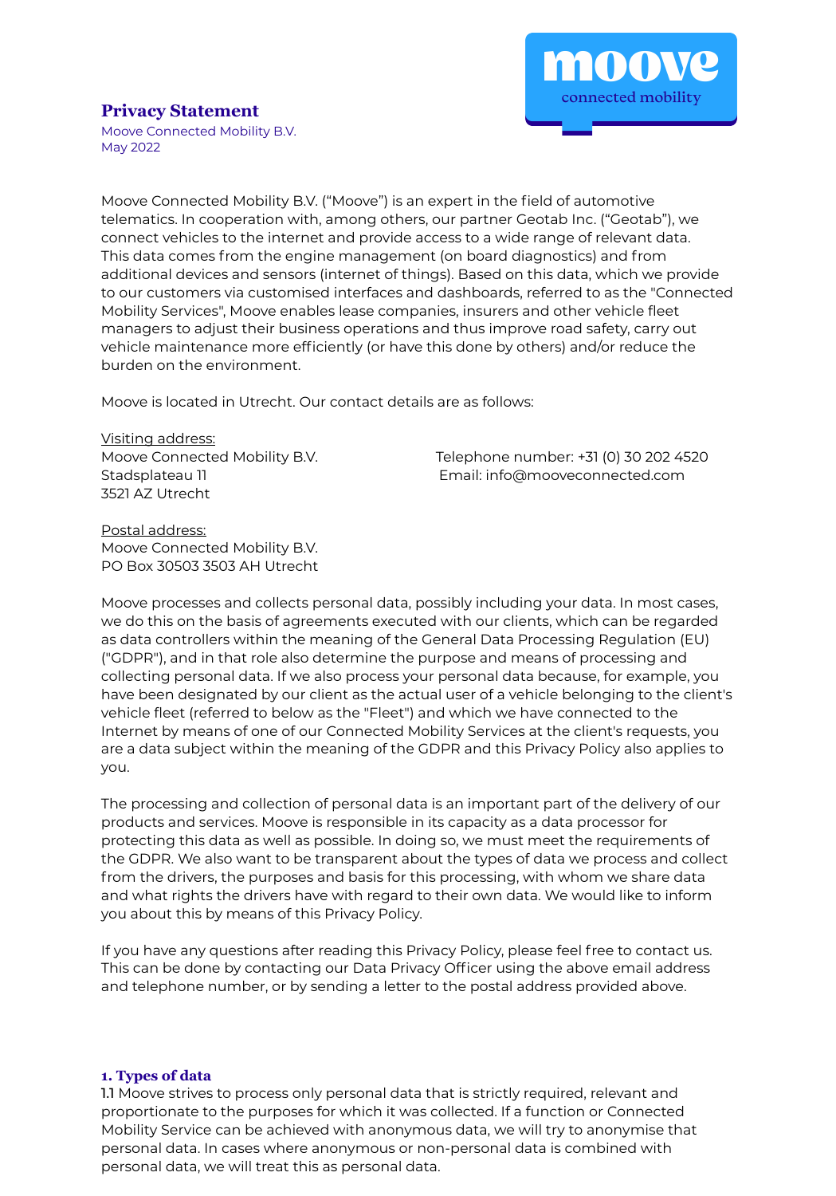# Privacy Statement

Moove Connected Mobility B.V.
May 2022

Moove Connected Mobility B.V. ("Moove") is an expert in the field of automotive telematics. In cooperation with, among others, our partner Geotab Inc. ("Geotab"), we connect vehicles to the internet and provide access to a wide range of relevant data. This data comes from the engine management (on board diagnostics) and from additional devices and sensors (internet of things). Based on this data, which we provide to our customers via customised interfaces and dashboards, referred to as the "Connected Mobility Services", Moove enables lease companies, insurers and other vehicle fleet managers to adjust their business operations and thus improve road safety, carry out vehicle maintenance more efficiently (or have this done by others) and/or reduce the burden on the environment.

Moove is located in Utrecht. Our contact details are as follows:

Visiting address:
Moove Connected Mobility B.V.
Stadsplateau 11
3521 AZ Utrecht

Telephone number: +31 (0) 30 202 4520
Email: info@mooveconnected.com

Postal address:
Moove Connected Mobility B.V.
PO Box 30503 3503 AH Utrecht

Moove processes and collects personal data, possibly including your data. In most cases, we do this on the basis of agreements executed with our clients, which can be regarded as data controllers within the meaning of the General Data Processing Regulation (EU) ("GDPR"), and in that role also determine the purpose and means of processing and collecting personal data. If we also process your personal data because, for example, you have been designated by our client as the actual user of a vehicle belonging to the client's vehicle fleet (referred to below as the "Fleet") and which we have connected to the Internet by means of one of our Connected Mobility Services at the client's requests, you are a data subject within the meaning of the GDPR and this Privacy Policy also applies to you.

The processing and collection of personal data is an important part of the delivery of our products and services. Moove is responsible in its capacity as a data processor for protecting this data as well as possible. In doing so, we must meet the requirements of the GDPR. We also want to be transparent about the types of data we process and collect from the drivers, the purposes and basis for this processing, with whom we share data and what rights the drivers have with regard to their own data. We would like to inform you about this by means of this Privacy Policy.

If you have any questions after reading this Privacy Policy, please feel free to contact us. This can be done by contacting our Data Privacy Officer using the above email address and telephone number, or by sending a letter to the postal address provided above.

## 1. Types of data

1.1 Moove strives to process only personal data that is strictly required, relevant and proportionate to the purposes for which it was collected. If a function or Connected Mobility Service can be achieved with anonymous data, we will try to anonymise that personal data. In cases where anonymous or non-personal data is combined with personal data, we will treat this as personal data.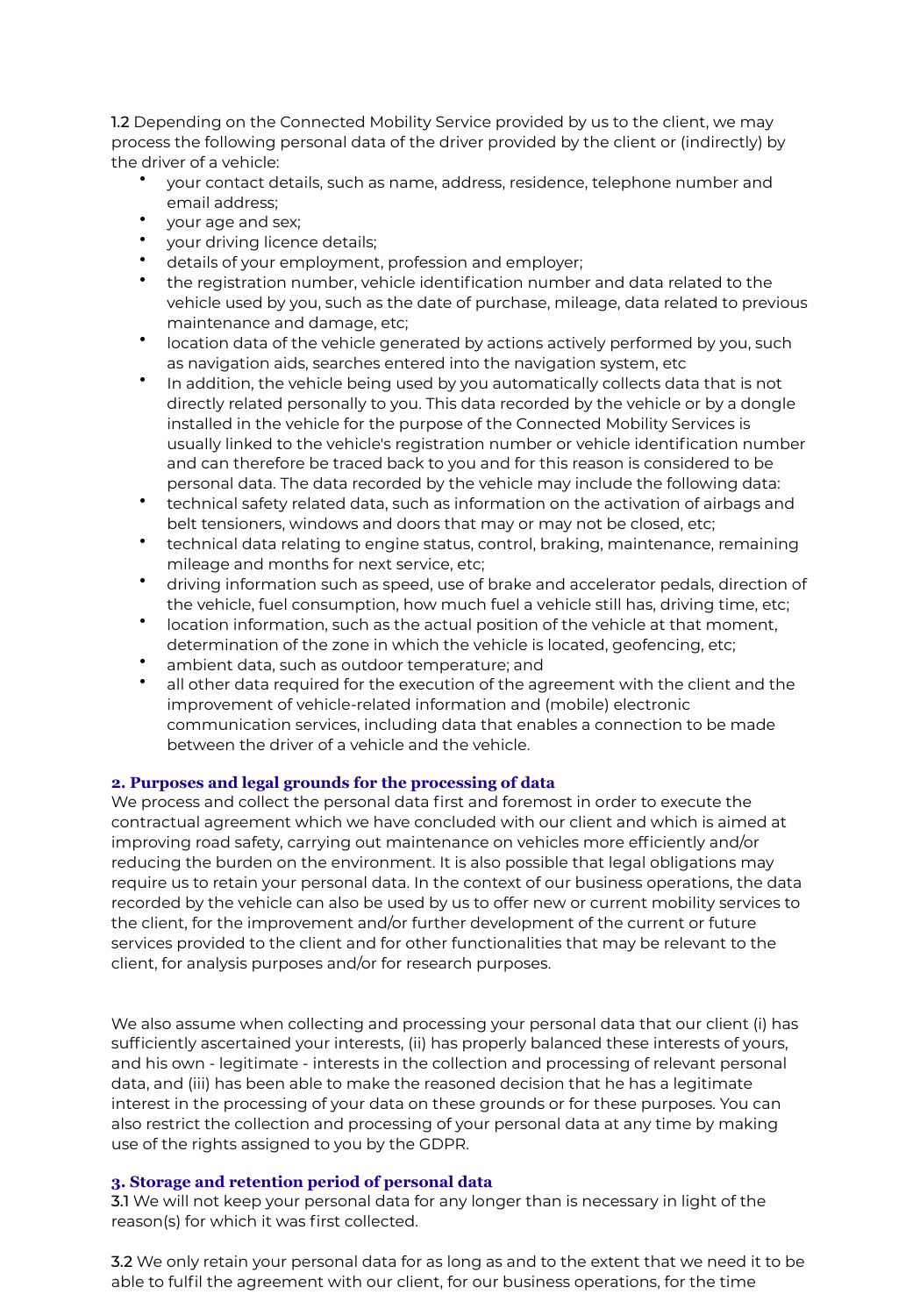**1.2** Depending on the Connected Mobility Service provided by us to the client, we may process the following personal data of the driver provided by the client or (indirectly) by the driver of a vehicle:

- your contact details, such as name, address, residence, telephone number and email address;
- your age and sex;
- your driving licence details;
- details of your employment, profession and employer;
- the registration number, vehicle identification number and data related to the vehicle used by you, such as the date of purchase, mileage, data related to previous maintenance and damage, etc;
- location data of the vehicle generated by actions actively performed by you, such as navigation aids, searches entered into the navigation system, etc
- In addition, the vehicle being used by you automatically collects data that is not directly related personally to you. This data recorded by the vehicle or by a dongle installed in the vehicle for the purpose of the Connected Mobility Services is usually linked to the vehicle's registration number or vehicle identification number and can therefore be traced back to you and for this reason is considered to be personal data. The data recorded by the vehicle may include the following data:
- technical safety related data, such as information on the activation of airbags and belt tensioners, windows and doors that may or may not be closed, etc;
- technical data relating to engine status, control, braking, maintenance, remaining mileage and months for next service, etc;
- driving information such as speed, use of brake and accelerator pedals, direction of the vehicle, fuel consumption, how much fuel a vehicle still has, driving time, etc;
- location information, such as the actual position of the vehicle at that moment, determination of the zone in which the vehicle is located, geofencing, etc;
- ambient data, such as outdoor temperature; and
- all other data required for the execution of the agreement with the client and the improvement of vehicle-related information and (mobile) electronic communication services, including data that enables a connection to be made between the driver of a vehicle and the vehicle.

## 2. Purposes and legal grounds for the processing of data

We process and collect the personal data first and foremost in order to execute the contractual agreement which we have concluded with our client and which is aimed at improving road safety, carrying out maintenance on vehicles more efficiently and/or reducing the burden on the environment. It is also possible that legal obligations may require us to retain your personal data. In the context of our business operations, the data recorded by the vehicle can also be used by us to offer new or current mobility services to the client, for the improvement and/or further development of the current or future services provided to the client and for other functionalities that may be relevant to the client, for analysis purposes and/or for research purposes.

We also assume when collecting and processing your personal data that our client (i) has sufficiently ascertained your interests, (ii) has properly balanced these interests of yours, and his own - legitimate - interests in the collection and processing of relevant personal data, and (iii) has been able to make the reasoned decision that he has a legitimate interest in the processing of your data on these grounds or for these purposes. You can also restrict the collection and processing of your personal data at any time by making use of the rights assigned to you by the GDPR.

## 3. Storage and retention period of personal data

**3.1** We will not keep your personal data for any longer than is necessary in light of the reason(s) for which it was first collected.

**3.2** We only retain your personal data for as long as and to the extent that we need it to be able to fulfil the agreement with our client, for our business operations, for the time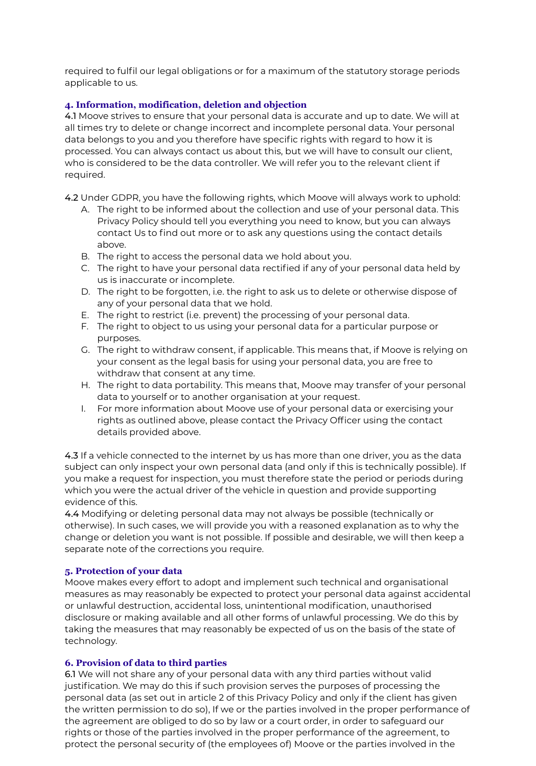required to fulfil our legal obligations or for a maximum of the statutory storage periods applicable to us.

## 4. Information, modification, deletion and objection

**4.1** Moove strives to ensure that your personal data is accurate and up to date. We will at all times try to delete or change incorrect and incomplete personal data. Your personal data belongs to you and you therefore have specific rights with regard to how it is processed. You can always contact us about this, but we will have to consult our client, who is considered to be the data controller. We will refer you to the relevant client if required.

**4.2** Under GDPR, you have the following rights, which Moove will always work to uphold:

A. The right to be informed about the collection and use of your personal data. This Privacy Policy should tell you everything you need to know, but you can always contact Us to find out more or to ask any questions using the contact details above.
B. The right to access the personal data we hold about you.
C. The right to have your personal data rectified if any of your personal data held by us is inaccurate or incomplete.
D. The right to be forgotten, i.e. the right to ask us to delete or otherwise dispose of any of your personal data that we hold.
E. The right to restrict (i.e. prevent) the processing of your personal data.
F. The right to object to us using your personal data for a particular purpose or purposes.
G. The right to withdraw consent, if applicable. This means that, if Moove is relying on your consent as the legal basis for using your personal data, you are free to withdraw that consent at any time.
H. The right to data portability. This means that, Moove may transfer of your personal data to yourself or to another organisation at your request.
I. For more information about Moove use of your personal data or exercising your rights as outlined above, please contact the Privacy Officer using the contact details provided above.

**4.3** If a vehicle connected to the internet by us has more than one driver, you as the data subject can only inspect your own personal data (and only if this is technically possible). If you make a request for inspection, you must therefore state the period or periods during which you were the actual driver of the vehicle in question and provide supporting evidence of this.

**4.4** Modifying or deleting personal data may not always be possible (technically or otherwise). In such cases, we will provide you with a reasoned explanation as to why the change or deletion you want is not possible. If possible and desirable, we will then keep a separate note of the corrections you require.

## 5. Protection of your data

Moove makes every effort to adopt and implement such technical and organisational measures as may reasonably be expected to protect your personal data against accidental or unlawful destruction, accidental loss, unintentional modification, unauthorised disclosure or making available and all other forms of unlawful processing. We do this by taking the measures that may reasonably be expected of us on the basis of the state of technology.

## 6. Provision of data to third parties

**6.1** We will not share any of your personal data with any third parties without valid justification. We may do this if such provision serves the purposes of processing the personal data (as set out in article 2 of this Privacy Policy and only if the client has given the written permission to do so), If we or the parties involved in the proper performance of the agreement are obliged to do so by law or a court order, in order to safeguard our rights or those of the parties involved in the proper performance of the agreement, to protect the personal security of (the employees of) Moove or the parties involved in the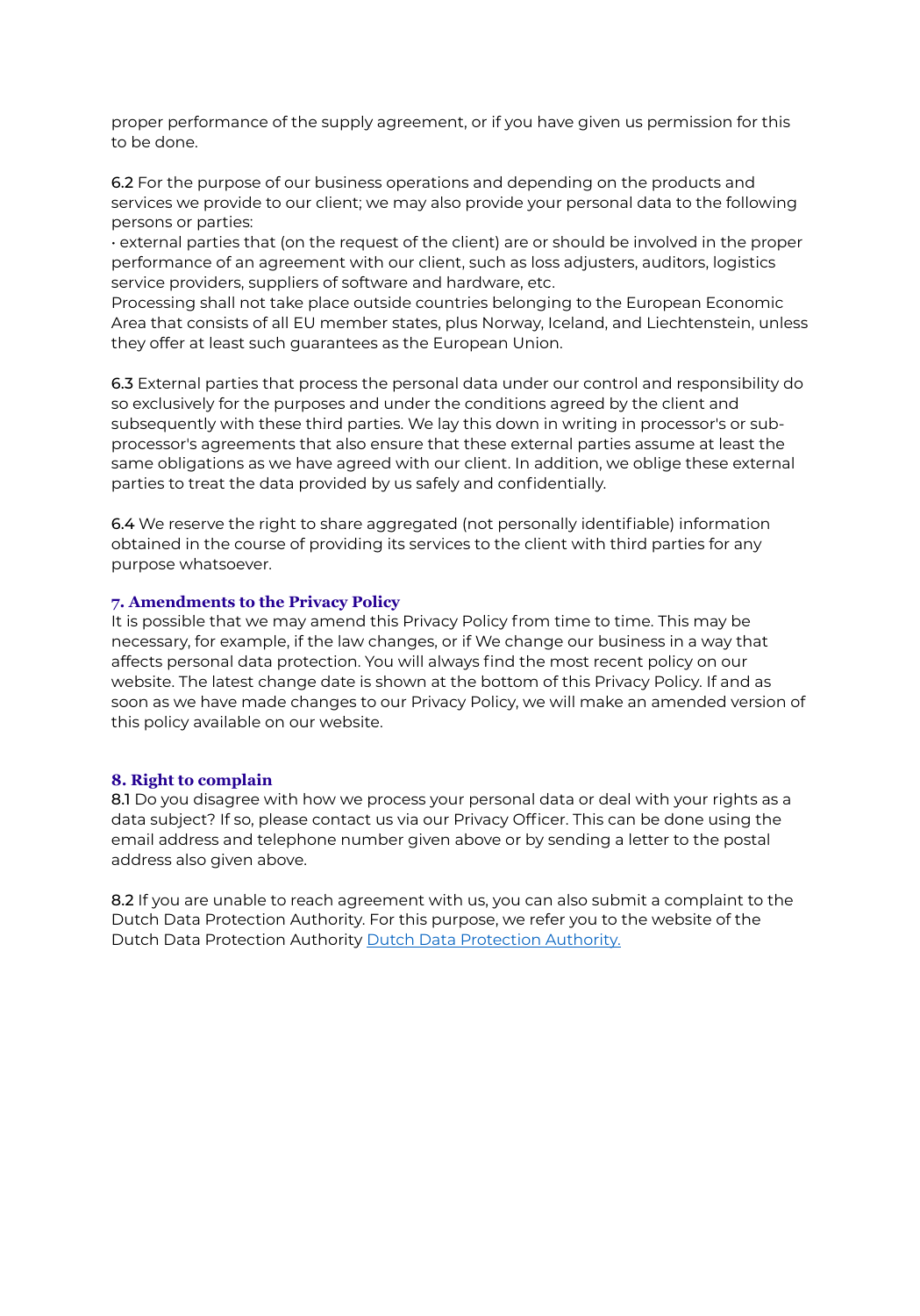proper performance of the supply agreement, or if you have given us permission for this to be done.

**6.2** For the purpose of our business operations and depending on the products and services we provide to our client; we may also provide your personal data to the following persons or parties:

• external parties that (on the request of the client) are or should be involved in the proper performance of an agreement with our client, such as loss adjusters, auditors, logistics service providers, suppliers of software and hardware, etc.

Processing shall not take place outside countries belonging to the European Economic Area that consists of all EU member states, plus Norway, Iceland, and Liechtenstein, unless they offer at least such guarantees as the European Union.

**6.3** External parties that process the personal data under our control and responsibility do so exclusively for the purposes and under the conditions agreed by the client and subsequently with these third parties. We lay this down in writing in processor's or sub-processor's agreements that also ensure that these external parties assume at least the same obligations as we have agreed with our client. In addition, we oblige these external parties to treat the data provided by us safely and confidentially.

**6.4** We reserve the right to share aggregated (not personally identifiable) information obtained in the course of providing its services to the client with third parties for any purpose whatsoever.

## 7. Amendments to the Privacy Policy

It is possible that we may amend this Privacy Policy from time to time. This may be necessary, for example, if the law changes, or if We change our business in a way that affects personal data protection. You will always find the most recent policy on our website. The latest change date is shown at the bottom of this Privacy Policy. If and as soon as we have made changes to our Privacy Policy, we will make an amended version of this policy available on our website.

## 8. Right to complain

**8.1** Do you disagree with how we process your personal data or deal with your rights as a data subject? If so, please contact us via our Privacy Officer. This can be done using the email address and telephone number given above or by sending a letter to the postal address also given above.

**8.2** If you are unable to reach agreement with us, you can also submit a complaint to the Dutch Data Protection Authority. For this purpose, we refer you to the website of the Dutch Data Protection Authority [Dutch Data Protection Authority.]()